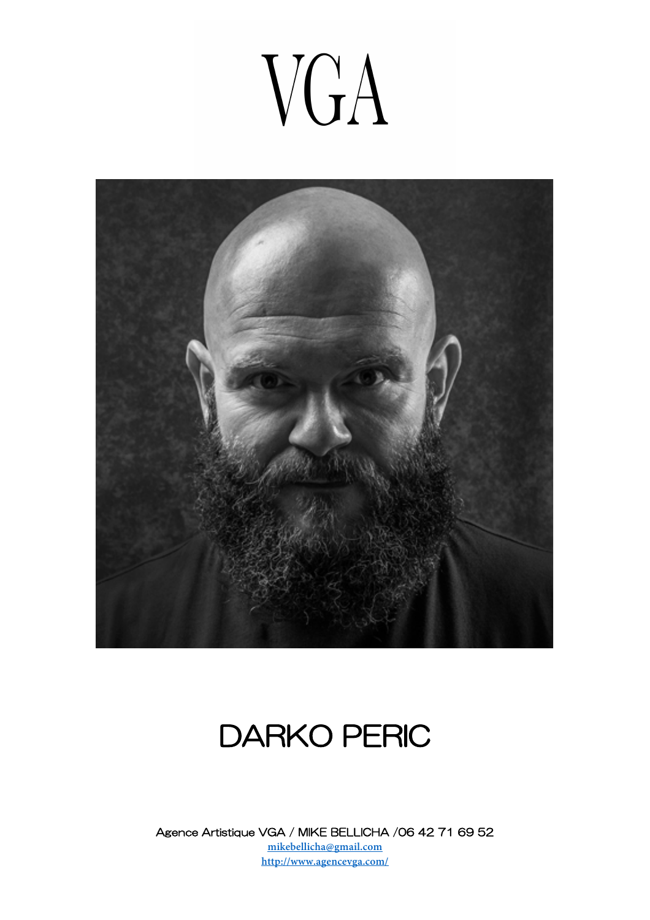# VGA

## DARKO PERIC

Agence Artistique VGA / MIKE BELLICHA /06 42 71 69 52
mikebellicha@gmail.com
http://www.agencevga.com/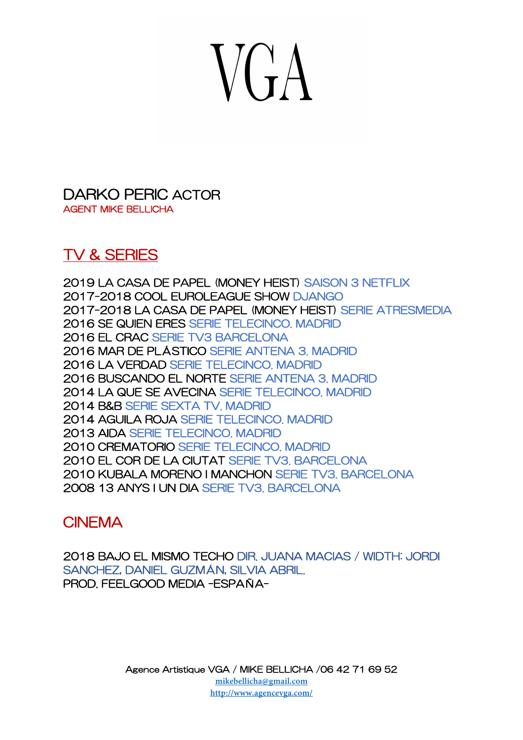# VGA

## DARKO PERIC ACTOR
AGENT MIKE BELLICHA

## TV & SERIES

2019 LA CASA DE PAPEL (MONEY HEIST) SAISON 3 NETFLIX
2017-2018 COOL EUROLEAGUE SHOW DJANGO
2017-2018 LA CASA DE PAPEL (MONEY HEIST) SERIE ATRESMEDIA
2016 SE QUIEN ERES SERIE TELECINCO. MADRID
2016 EL CRAC SERIE TV3 BARCELONA
2016 MAR DE PLÁSTICO SERIE ANTENA 3. MADRID
2016 LA VERDAD SERIE TELECINCO. MADRID
2016 BUSCANDO EL NORTE SERIE ANTENA 3. MADRID
2014 LA QUE SE AVECINA SERIE TELECINCO. MADRID
2014 B&B SERIE SEXTA TV. MADRID
2014 AGUILA ROJA SERIE TELECINCO. MADRID
2013 AIDA SERIE TELECINCO. MADRID
2010 CREMATORIO SERIE TELECINCO. MADRID
2010 EL COR DE LA CIUTAT SERIE TV3. BARCELONA
2010 KUBALA MORENO I MANCHON SERIE TV3. BARCELONA
2008 13 ANYS I UN DIA SERIE TV3. BARCELONA

## CINEMA

2018 BAJO EL MISMO TECHO DIR. JUANA MACIAS / WIDTH: JORDI SANCHEZ, DANIEL GUZMÁN, SILVIA ABRIL.
PROD. FEELGOOD MEDIA -ESPAÑA-

Agence Artistique VGA / MIKE BELLICHA /06 42 71 69 52
mikebellicha@gmail.com
http://www.agencevga.com/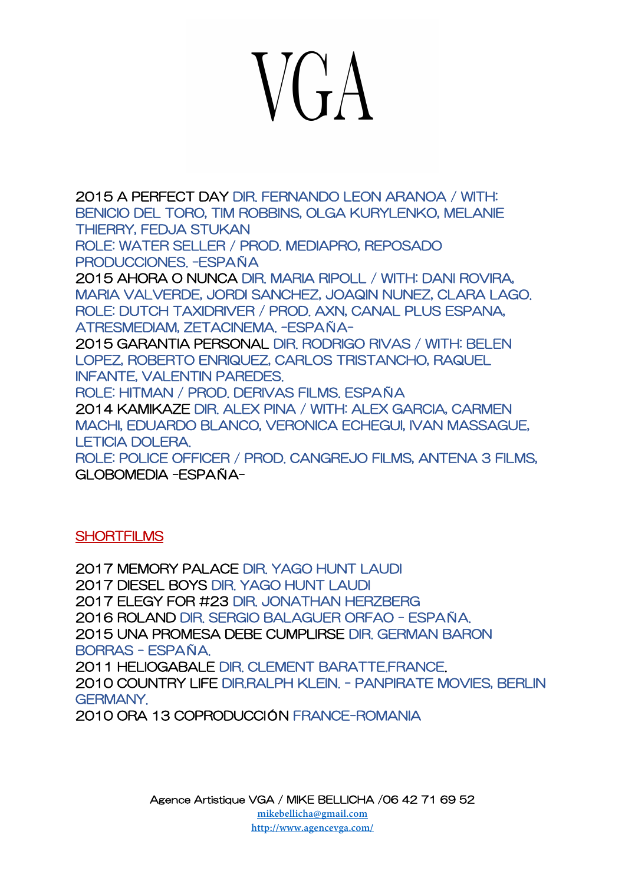# VGA

2015 A PERFECT DAY DIR. FERNANDO LEON ARANOA / WITH: BENICIO DEL TORO, TIM ROBBINS, OLGA KURYLENKO, MELANIE THIERRY, FEDJA STUKAN
ROLE: WATER SELLER / PROD. MEDIAPRO, REPOSADO PRODUCCIONES. -ESPAÑA

2015 AHORA O NUNCA DIR. MARIA RIPOLL / WITH: DANI ROVIRA, MARIA VALVERDE, JORDI SANCHEZ, JOAQIN NUNEZ, CLARA LAGO.
ROLE: DUTCH TAXIDRIVER / PROD. AXN, CANAL PLUS ESPANA, ATRESMEDIAM, ZETACINEMA. -ESPAÑA-

2015 GARANTIA PERSONAL DIR. RODRIGO RIVAS / WITH: BELEN LOPEZ, ROBERTO ENRIQUEZ, CARLOS TRISTANCHO, RAQUEL INFANTE, VALENTIN PAREDES.
ROLE: HITMAN / PROD. DERIVAS FILMS. ESPAÑA

2014 KAMIKAZE DIR. ALEX PINA / WITH: ALEX GARCIA, CARMEN MACHI, EDUARDO BLANCO, VERONICA ECHEGUI, IVAN MASSAGUE, LETICIA DOLERA.
ROLE: POLICE OFFICER / PROD. CANGREJO FILMS, ANTENA 3 FILMS, GLOBOMEDIA -ESPAÑA-

## SHORTFILMS

2017 MEMORY PALACE DIR. YAGO HUNT LAUDI
2017 DIESEL BOYS DIR. YAGO HUNT LAUDI
2017 ELEGY FOR #23 DIR. JONATHAN HERZBERG
2016 ROLAND DIR. SERGIO BALAGUER ORFAO - ESPAÑA.
2015 UNA PROMESA DEBE CUMPLIRSE DIR. GERMAN BARON BORRAS - ESPAÑA.
2011 HELIOGABALE DIR. CLEMENT BARATTE.FRANCE.
2010 COUNTRY LIFE DIR.RALPH KLEIN. - PANPIRATE MOVIES, BERLIN GERMANY.
2010 ORA 13 COPRODUCCIÓN FRANCE-ROMANIA

Agence Artistique VGA / MIKE BELLICHA /06 42 71 69 52
mikebellicha@gmail.com
http://www.agencevga.com/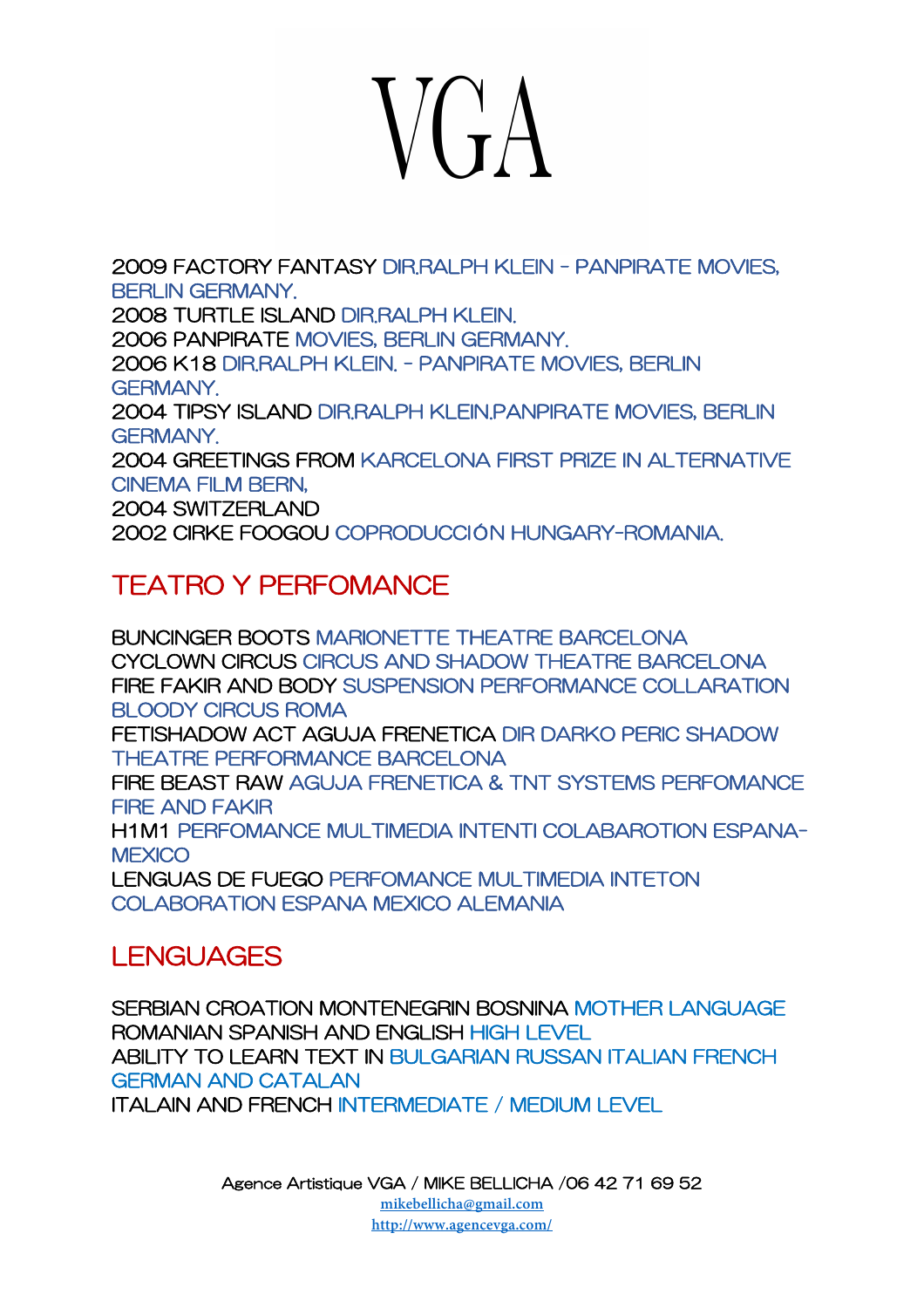# VGA

2009 FACTORY FANTASY DIR.RALPH KLEIN - PANPIRATE MOVIES, BERLIN GERMANY.
2008 TURTLE ISLAND DIR.RALPH KLEIN.
2006 PANPIRATE MOVIES, BERLIN GERMANY.
2006 K18 DIR.RALPH KLEIN. - PANPIRATE MOVIES, BERLIN GERMANY.
2004 TIPSY ISLAND DIR.RALPH KLEIN.PANPIRATE MOVIES, BERLIN GERMANY.
2004 GREETINGS FROM KARCELONA FIRST PRIZE IN ALTERNATIVE CINEMA FILM BERN,
2004 SWITZERLAND
2002 CIRKE FOOGOU COPRODUCCIÓN HUNGARY-ROMANIA.

## TEATRO Y PERFOMANCE

BUNCINGER BOOTS MARIONETTE THEATRE BARCELONA
CYCLOWN CIRCUS CIRCUS AND SHADOW THEATRE BARCELONA
FIRE FAKIR AND BODY SUSPENSION PERFORMANCE COLLARATION BLOODY CIRCUS ROMA
FETISHADOW ACT AGUJA FRENETICA DIR DARKO PERIC SHADOW THEATRE PERFORMANCE BARCELONA
FIRE BEAST RAW AGUJA FRENETICA & TNT SYSTEMS PERFOMANCE FIRE AND FAKIR
H1M1 PERFOMANCE MULTIMEDIA INTENTI COLABAROTION ESPANA-MEXICO
LENGUAS DE FUEGO PERFOMANCE MULTIMEDIA INTETON COLABORATION ESPANA MEXICO ALEMANIA

## LENGUAGES

SERBIAN CROATION MONTENEGRIN BOSNINA MOTHER LANGUAGE
ROMANIAN SPANISH AND ENGLISH HIGH LEVEL
ABILITY TO LEARN TEXT IN BULGARIAN RUSSAN ITALIAN FRENCH GERMAN AND CATALAN
ITALAIN AND FRENCH INTERMEDIATE / MEDIUM LEVEL

Agence Artistique VGA / MIKE BELLICHA /06 42 71 69 52
mikebellicha@gmail.com
http://www.agencevga.com/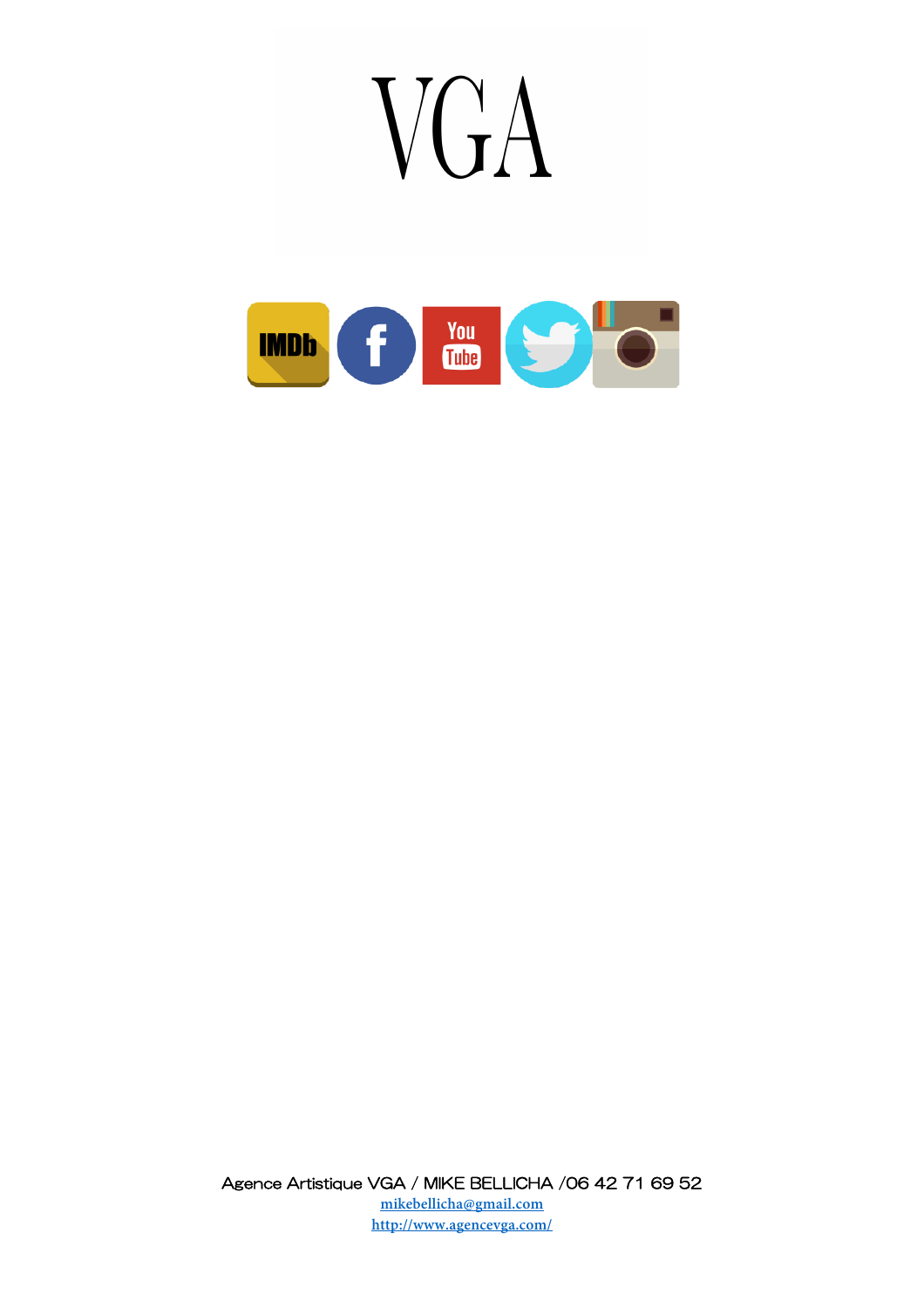# VGA

Agence Artistique VGA / MIKE BELLICHA /06 42 71 69 52

mikebellicha@gmail.com

http://www.agencevga.com/